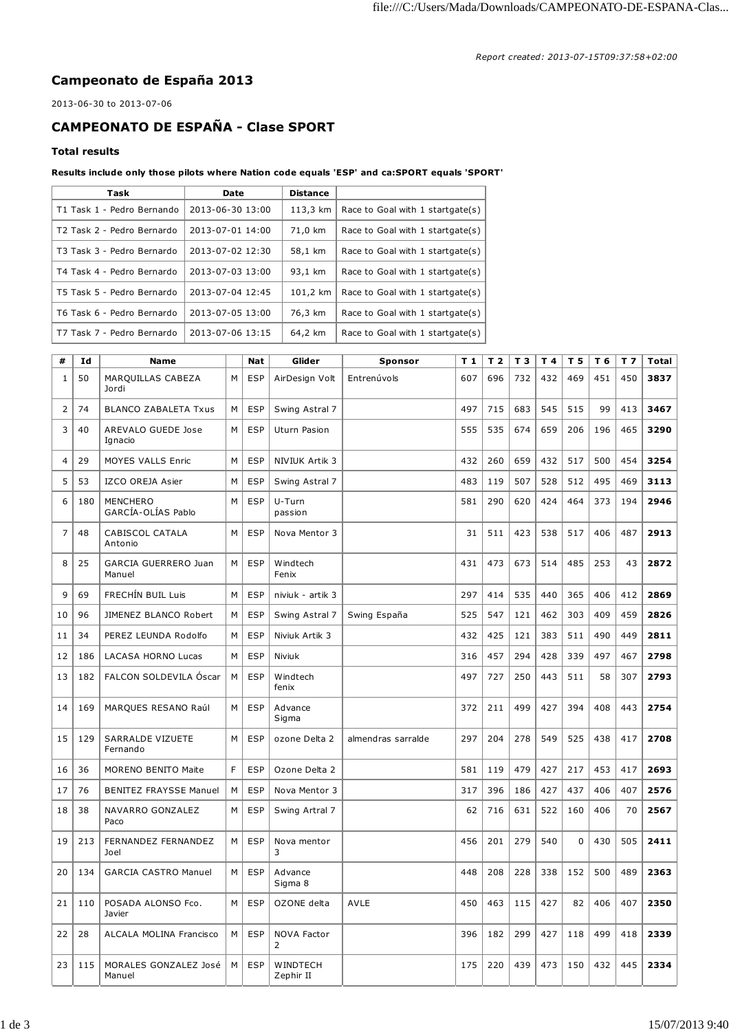*Report created: 2013-07-15T09:37:58+02:00*

# Campeonato de España 2013

2013-06-30 to 2013-07-06

## CAMPEONATO DE ESPAÑA - Clase SPORT

### Total results

**Results include only those pilots where Nation code equals 'ESP' and ca:SPORT equals 'SPORT'**

| Task | Date | Distance | |
|---|---|---|---|
| T1 Task 1 - Pedro Bernardo | 2013-06-30 13:00 | 113,3 km | Race to Goal with 1 startgate(s) |
| T2 Task 2 - Pedro Bernardo | 2013-07-01 14:00 | 71,0 km | Race to Goal with 1 startgate(s) |
| T3 Task 3 - Pedro Bernardo | 2013-07-02 12:30 | 58,1 km | Race to Goal with 1 startgate(s) |
| T4 Task 4 - Pedro Bernardo | 2013-07-03 13:00 | 93,1 km | Race to Goal with 1 startgate(s) |
| T5 Task 5 - Pedro Bernardo | 2013-07-04 12:45 | 101,2 km | Race to Goal with 1 startgate(s) |
| T6 Task 6 - Pedro Bernardo | 2013-07-05 13:00 | 76,3 km | Race to Goal with 1 startgate(s) |
| T7 Task 7 - Pedro Bernardo | 2013-07-06 13:15 | 64,2 km | Race to Goal with 1 startgate(s) |

| # | Id | Name | | Nat | Glider | Sponsor | T 1 | T 2 | T 3 | T 4 | T 5 | T 6 | T 7 | Total |
|---|---|---|---|---|---|---|---|---|---|---|---|---|---|---|
| 1 | 50 | MARQUILLAS CABEZA Jordi | M | ESP | AirDesign Volt | Entrenúvols | 607 | 696 | 732 | 432 | 469 | 451 | 450 | **3837** |
| 2 | 74 | BLANCO ZABALETA Txus | M | ESP | Swing Astral 7 | | 497 | 715 | 683 | 545 | 515 | 99 | 413 | **3467** |
| 3 | 40 | AREVALO GUEDE Jose Ignacio | M | ESP | Uturn Pasion | | 555 | 535 | 674 | 659 | 206 | 196 | 465 | **3290** |
| 4 | 29 | MOYES VALLS Enric | M | ESP | NIVIUK Artik 3 | | 432 | 260 | 659 | 432 | 517 | 500 | 454 | **3254** |
| 5 | 53 | IZCO OREJA Asier | M | ESP | Swing Astral 7 | | 483 | 119 | 507 | 528 | 512 | 495 | 469 | **3113** |
| 6 | 180 | MENCHERO GARCÍA-OLÍAS Pablo | M | ESP | U-Turn passion | | 581 | 290 | 620 | 424 | 464 | 373 | 194 | **2946** |
| 7 | 48 | CABISCOL CATALA Antonio | M | ESP | Nova Mentor 3 | | 31 | 511 | 423 | 538 | 517 | 406 | 487 | **2913** |
| 8 | 25 | GARCIA GUERRERO Juan Manuel | M | ESP | Windtech Fenix | | 431 | 473 | 673 | 514 | 485 | 253 | 43 | **2872** |
| 9 | 69 | FRECHÍN BUIL Luis | M | ESP | niviuk - artik 3 | | 297 | 414 | 535 | 440 | 365 | 406 | 412 | **2869** |
| 10 | 96 | JIMENEZ BLANCO Robert | M | ESP | Swing Astral 7 | Swing España | 525 | 547 | 121 | 462 | 303 | 409 | 459 | **2826** |
| 11 | 34 | PEREZ LEUNDA Rodolfo | M | ESP | Niviuk Artik 3 | | 432 | 425 | 121 | 383 | 511 | 490 | 449 | **2811** |
| 12 | 186 | LACASA HORNO Lucas | M | ESP | Niviuk | | 316 | 457 | 294 | 428 | 339 | 497 | 467 | **2798** |
| 13 | 182 | FALCON SOLDEVILA Óscar | M | ESP | Windtech fenix | | 497 | 727 | 250 | 443 | 511 | 58 | 307 | **2793** |
| 14 | 169 | MARQUES RESANO Raúl | M | ESP | Advance Sigma | | 372 | 211 | 499 | 427 | 394 | 408 | 443 | **2754** |
| 15 | 129 | SARRALDE VIZUETE Fernando | M | ESP | ozone Delta 2 | almendras sarralde | 297 | 204 | 278 | 549 | 525 | 438 | 417 | **2708** |
| 16 | 36 | MORENO BENITO Maite | F | ESP | Ozone Delta 2 | | 581 | 119 | 479 | 427 | 217 | 453 | 417 | **2693** |
| 17 | 76 | BENITEZ FRAYSSE Manuel | M | ESP | Nova Mentor 3 | | 317 | 396 | 186 | 427 | 437 | 406 | 407 | **2576** |
| 18 | 38 | NAVARRO GONZALEZ Paco | M | ESP | Swing Artral 7 | | 62 | 716 | 631 | 522 | 160 | 406 | 70 | **2567** |
| 19 | 213 | FERNANDEZ FERNANDEZ Joel | M | ESP | Nova mentor 3 | | 456 | 201 | 279 | 540 | 0 | 430 | 505 | **2411** |
| 20 | 134 | GARCIA CASTRO Manuel | M | ESP | Advance Sigma 8 | | 448 | 208 | 228 | 338 | 152 | 500 | 489 | **2363** |
| 21 | 110 | POSADA ALONSO Fco. Javier | M | ESP | OZONE delta | AVLE | 450 | 463 | 115 | 427 | 82 | 406 | 407 | **2350** |
| 22 | 28 | ALCALA MOLINA Francisco | M | ESP | NOVA Factor 2 | | 396 | 182 | 299 | 427 | 118 | 499 | 418 | **2339** |
| 23 | 115 | MORALES GONZALEZ José Manuel | M | ESP | WINDTECH Zephir II | | 175 | 220 | 439 | 473 | 150 | 432 | 445 | **2334** |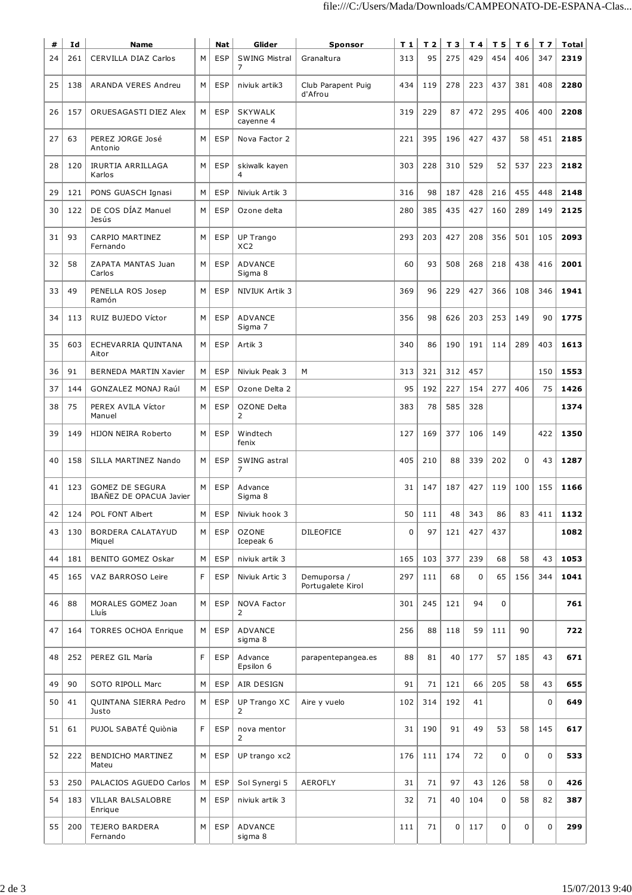| # | Id | Name | | Nat | Glider | Sponsor | T 1 | T 2 | T 3 | T 4 | T 5 | T 6 | T 7 | Total |
|---|---|---|---|---|---|---|---|---|---|---|---|---|---|---|
| 24 | 261 | CERVILLA DIAZ Carlos | M | ESP | SWING Mistral 7 | Granaltura | 313 | 95 | 275 | 429 | 454 | 406 | 347 | **2319** |
| 25 | 138 | ARANDA VERES Andreu | M | ESP | niviuk artik3 | Club Parapent Puig d'Afrou | 434 | 119 | 278 | 223 | 437 | 381 | 408 | **2280** |
| 26 | 157 | ORUESAGASTI DIEZ Alex | M | ESP | SKYWALK cayenne 4 | | 319 | 229 | 87 | 472 | 295 | 406 | 400 | **2208** |
| 27 | 63 | PEREZ JORGE José Antonio | M | ESP | Nova Factor 2 | | 221 | 395 | 196 | 427 | 437 | 58 | 451 | **2185** |
| 28 | 120 | IRURTIA ARRILLAGA Karlos | M | ESP | skiwalk kayen 4 | | 303 | 228 | 310 | 529 | 52 | 537 | 223 | **2182** |
| 29 | 121 | PONS GUASCH Ignasi | M | ESP | Niviuk Artik 3 | | 316 | 98 | 187 | 428 | 216 | 455 | 448 | **2148** |
| 30 | 122 | DE COS DÍAZ Manuel Jesús | M | ESP | Ozone delta | | 280 | 385 | 435 | 427 | 160 | 289 | 149 | **2125** |
| 31 | 93 | CARPIO MARTINEZ Fernando | M | ESP | UP Trango XC2 | | 293 | 203 | 427 | 208 | 356 | 501 | 105 | **2093** |
| 32 | 58 | ZAPATA MANTAS Juan Carlos | M | ESP | ADVANCE Sigma 8 | | 60 | 93 | 508 | 268 | 218 | 438 | 416 | **2001** |
| 33 | 49 | PENELLA ROS Josep Ramón | M | ESP | NIVIUK Artik 3 | | 369 | 96 | 229 | 427 | 366 | 108 | 346 | **1941** |
| 34 | 113 | RUIZ BUJEDO Víctor | M | ESP | ADVANCE Sigma 7 | | 356 | 98 | 626 | 203 | 253 | 149 | 90 | **1775** |
| 35 | 603 | ECHEVARRIA QUINTANA Aitor | M | ESP | Artik 3 | | 340 | 86 | 190 | 191 | 114 | 289 | 403 | **1613** |
| 36 | 91 | BERNEDA MARTIN Xavier | M | ESP | Niviuk Peak 3 | M | 313 | 321 | 312 | 457 | | | 150 | **1553** |
| 37 | 144 | GONZALEZ MONAJ Raúl | M | ESP | Ozone Delta 2 | | 95 | 192 | 227 | 154 | 277 | 406 | 75 | **1426** |
| 38 | 75 | PEREX AVILA Víctor Manuel | M | ESP | OZONE Delta 2 | | 383 | 78 | 585 | 328 | | | | **1374** |
| 39 | 149 | HIJON NEIRA Roberto | M | ESP | Windtech fenix | | 127 | 169 | 377 | 106 | 149 | | 422 | **1350** |
| 40 | 158 | SILLA MARTINEZ Nando | M | ESP | SWING astral 7 | | 405 | 210 | 88 | 339 | 202 | 0 | 43 | **1287** |
| 41 | 123 | GOMEZ DE SEGURA IBAÑEZ DE OPACUA Javier | M | ESP | Advance Sigma 8 | | 31 | 147 | 187 | 427 | 119 | 100 | 155 | **1166** |
| 42 | 124 | POL FONT Albert | M | ESP | Niviuk hook 3 | | 50 | 111 | 48 | 343 | 86 | 83 | 411 | **1132** |
| 43 | 130 | BORDERA CALATAYUD Miquel | M | ESP | OZONE Icepeak 6 | DILEOFICE | 0 | 97 | 121 | 427 | 437 | | | **1082** |
| 44 | 181 | BENITO GOMEZ Oskar | M | ESP | niviuk artik 3 | | 165 | 103 | 377 | 239 | 68 | 58 | 43 | **1053** |
| 45 | 165 | VAZ BARROSO Leire | F | ESP | Niviuk Artic 3 | Demuporsa / Portugalete Kirol | 297 | 111 | 68 | 0 | 65 | 156 | 344 | **1041** |
| 46 | 88 | MORALES GOMEZ Joan Lluís | M | ESP | NOVA Factor 2 | | 301 | 245 | 121 | 94 | 0 | | | **761** |
| 47 | 164 | TORRES OCHOA Enrique | M | ESP | ADVANCE sigma 8 | | 256 | 88 | 118 | 59 | 111 | 90 | | **722** |
| 48 | 252 | PEREZ GIL María | F | ESP | Advance Epsilon 6 | parapentepangea.es | 88 | 81 | 40 | 177 | 57 | 185 | 43 | **671** |
| 49 | 90 | SOTO RIPOLL Marc | M | ESP | AIR DESIGN | | 91 | 71 | 121 | 66 | 205 | 58 | 43 | **655** |
| 50 | 41 | QUINTANA SIERRA Pedro Justo | M | ESP | UP Trango XC 2 | Aire y vuelo | 102 | 314 | 192 | 41 | | | 0 | **649** |
| 51 | 61 | PUJOL SABATÉ Quiònia | F | ESP | nova mentor 2 | | 31 | 190 | 91 | 49 | 53 | 58 | 145 | **617** |
| 52 | 222 | BENDICHO MARTINEZ Mateu | M | ESP | UP trango xc2 | | 176 | 111 | 174 | 72 | 0 | 0 | 0 | **533** |
| 53 | 250 | PALACIOS AGUEDO Carlos | M | ESP | Sol Synergi 5 | AEROFLY | 31 | 71 | 97 | 43 | 126 | 58 | 0 | **426** |
| 54 | 183 | VILLAR BALSALOBRE Enrique | M | ESP | niviuk artik 3 | | 32 | 71 | 40 | 104 | 0 | 58 | 82 | **387** |
| 55 | 200 | TEJERO BARDERA Fernando | M | ESP | ADVANCE sigma 8 | | 111 | 71 | 0 | 117 | 0 | 0 | 0 | **299** |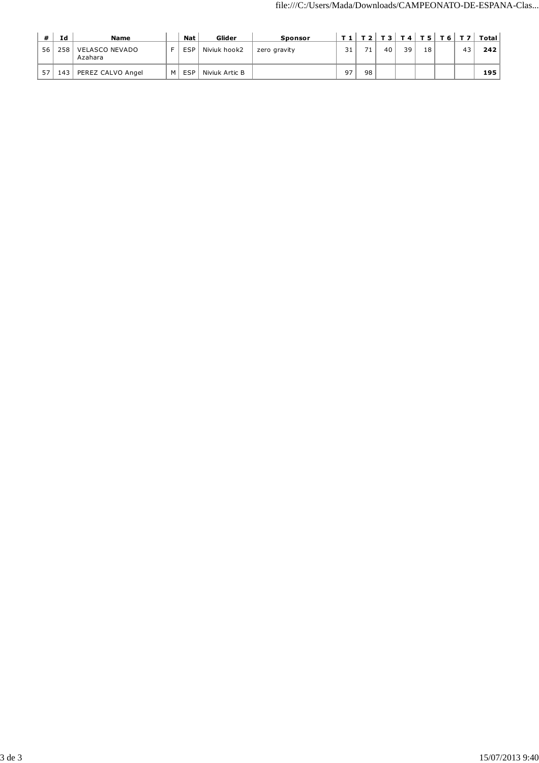| # | Id | Name | | Nat | Glider | Sponsor | T 1 | T 2 | T 3 | T 4 | T 5 | T 6 | T 7 | Total |
|---|---|---|---|---|---|---|---|---|---|---|---|---|---|---|
| 56 | 258 | VELASCO NEVADO Azahara | F | ESP | Niviuk hook2 | zero gravity | 31 | 71 | 40 | 39 | 18 | | 43 | **242** |
| 57 | 143 | PEREZ CALVO Angel | M | ESP | Niviuk Artic B | | 97 | 98 | | | | | | **195** |